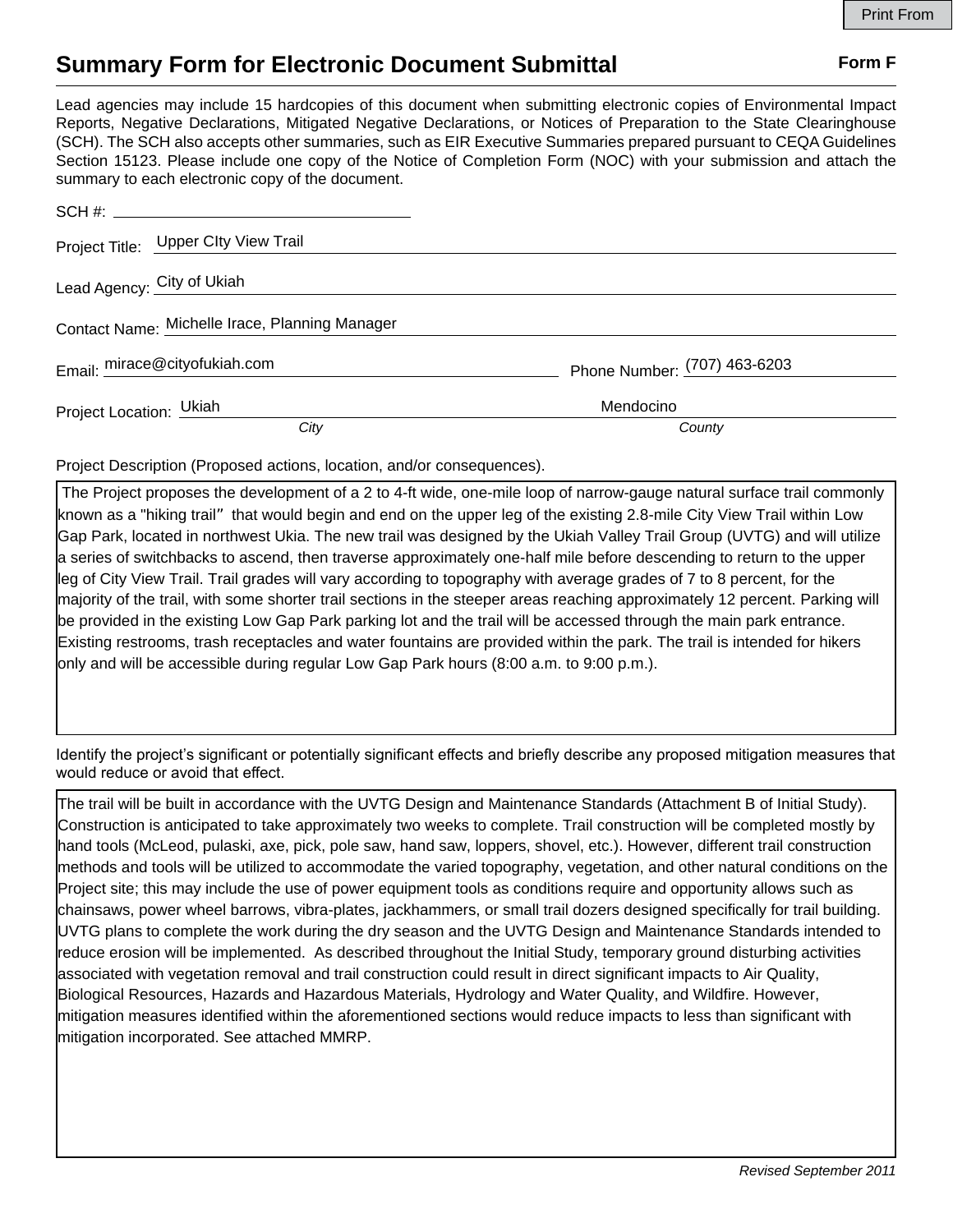# Summary Form for Electronic Document Submittal

**Form F**

Lead agencies may include 15 hardcopies of this document when submitting electronic copies of Environmental Impact Reports, Negative Declarations, Mitigated Negative Declarations, or Notices of Preparation to the State Clearinghouse (SCH). The SCH also accepts other summaries, such as EIR Executive Summaries prepared pursuant to CEQA Guidelines Section 15123. Please include one copy of the Notice of Completion Form (NOC) with your submission and attach the summary to each electronic copy of the document.

SCH #: 

Project Title: Upper CIty View Trail

Lead Agency: City of Ukiah

Contact Name: Michelle Irace, Planning Manager

Email: mirace@cityofukiah.com

Phone Number: (707) 463-6203

Project Location: Ukiah (*City*), Mendocino (*County*)

Project Description (Proposed actions, location, and/or consequences).

The Project proposes the development of a 2 to 4-ft wide, one-mile loop of narrow-gauge natural surface trail commonly known as a "hiking trail" that would begin and end on the upper leg of the existing 2.8-mile City View Trail within Low Gap Park, located in northwest Ukia. The new trail was designed by the Ukiah Valley Trail Group (UVTG) and will utilize a series of switchbacks to ascend, then traverse approximately one-half mile before descending to return to the upper leg of City View Trail. Trail grades will vary according to topography with average grades of 7 to 8 percent, for the majority of the trail, with some shorter trail sections in the steeper areas reaching approximately 12 percent. Parking will be provided in the existing Low Gap Park parking lot and the trail will be accessed through the main park entrance. Existing restrooms, trash receptacles and water fountains are provided within the park. The trail is intended for hikers only and will be accessible during regular Low Gap Park hours (8:00 a.m. to 9:00 p.m.).

Identify the project's significant or potentially significant effects and briefly describe any proposed mitigation measures that would reduce or avoid that effect.

The trail will be built in accordance with the UVTG Design and Maintenance Standards (Attachment B of Initial Study). Construction is anticipated to take approximately two weeks to complete. Trail construction will be completed mostly by hand tools (McLeod, pulaski, axe, pick, pole saw, hand saw, loppers, shovel, etc.). However, different trail construction methods and tools will be utilized to accommodate the varied topography, vegetation, and other natural conditions on the Project site; this may include the use of power equipment tools as conditions require and opportunity allows such as chainsaws, power wheel barrows, vibra-plates, jackhammers, or small trail dozers designed specifically for trail building. UVTG plans to complete the work during the dry season and the UVTG Design and Maintenance Standards intended to reduce erosion will be implemented. As described throughout the Initial Study, temporary ground disturbing activities associated with vegetation removal and trail construction could result in direct significant impacts to Air Quality, Biological Resources, Hazards and Hazardous Materials, Hydrology and Water Quality, and Wildfire. However, mitigation measures identified within the aforementioned sections would reduce impacts to less than significant with mitigation incorporated. See attached MMRP.

*Revised September 2011*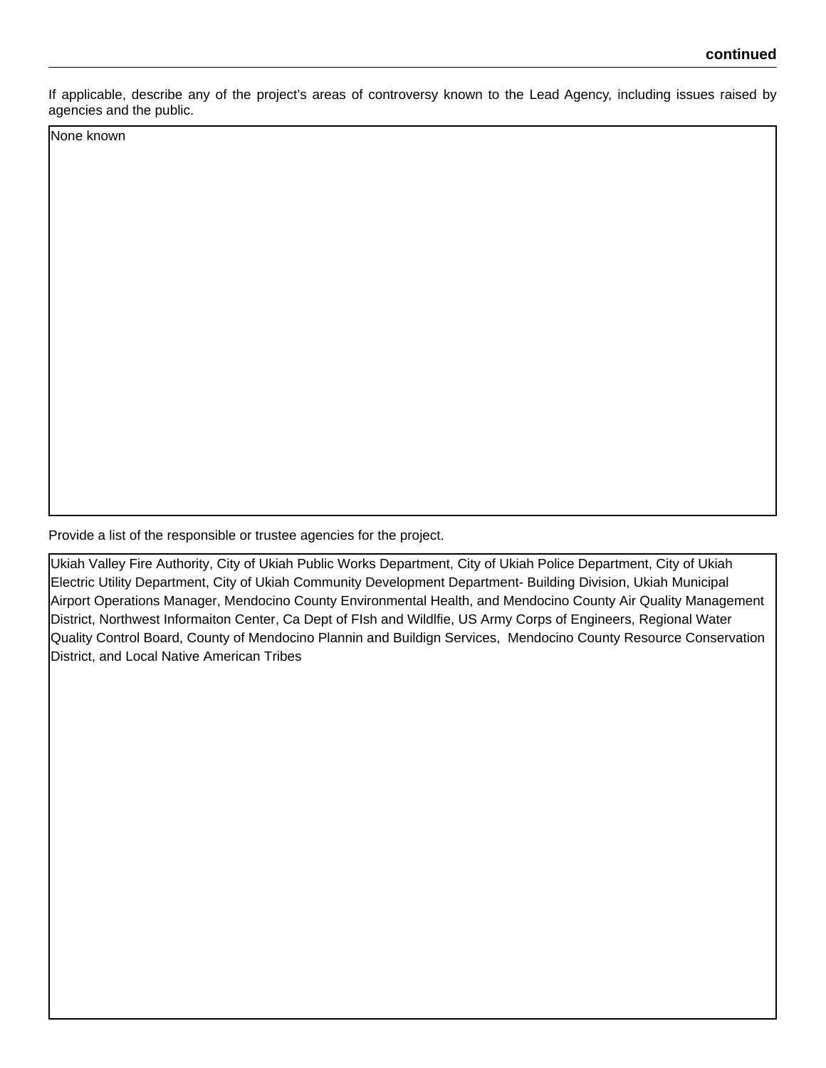**continued**

If applicable, describe any of the project's areas of controversy known to the Lead Agency, including issues raised by agencies and the public.

None known

Provide a list of the responsible or trustee agencies for the project.

Ukiah Valley Fire Authority, City of Ukiah Public Works Department, City of Ukiah Police Department, City of Ukiah Electric Utility Department, City of Ukiah Community Development Department- Building Division, Ukiah Municipal Airport Operations Manager, Mendocino County Environmental Health, and Mendocino County Air Quality Management District, Northwest Informaiton Center, Ca Dept of FIsh and Wildlfie, US Army Corps of Engineers, Regional Water Quality Control Board, County of Mendocino Plannin and Buildign Services, Mendocino County Resource Conservation District, and Local Native American Tribes